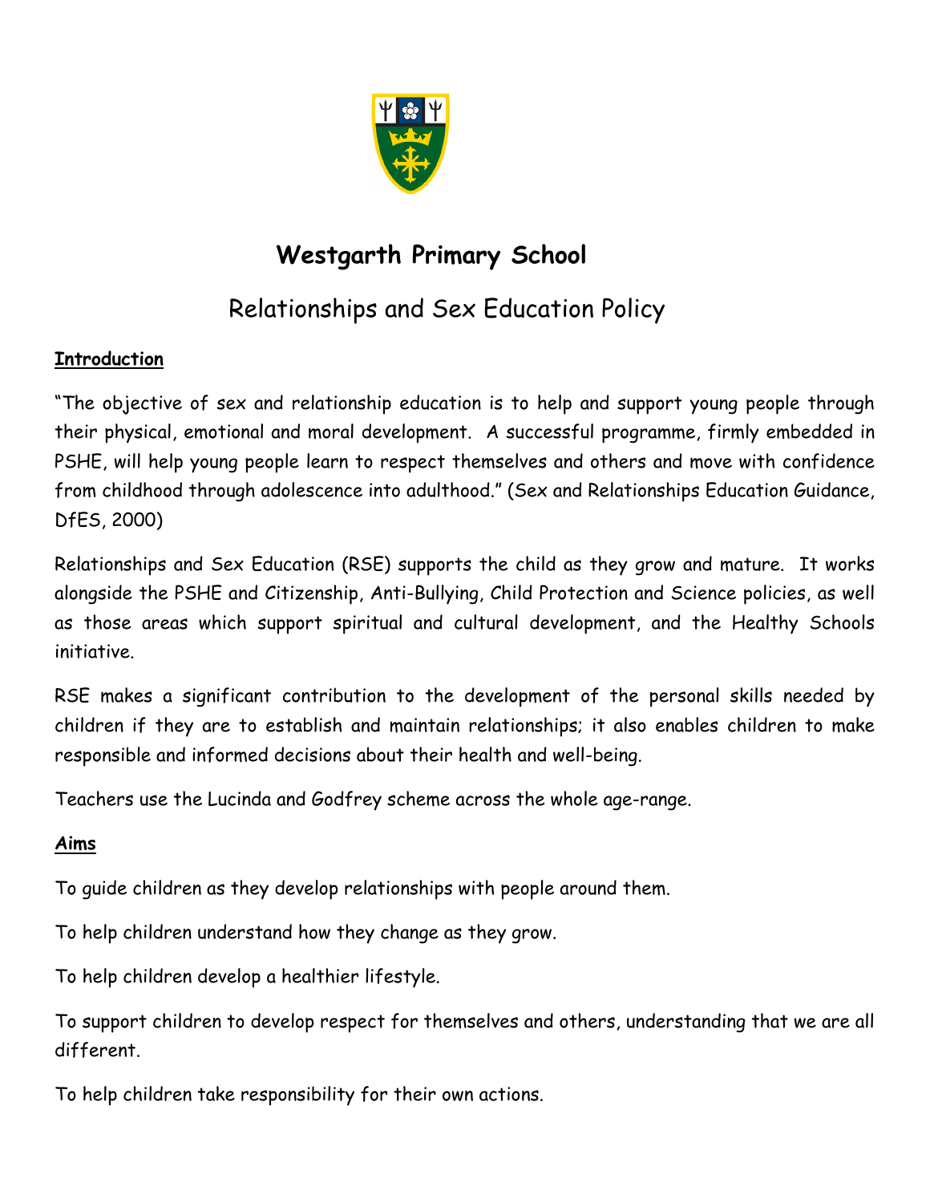# Westgarth Primary School

## Relationships and Sex Education Policy

**Introduction**

"The objective of sex and relationship education is to help and support young people through their physical, emotional and moral development. A successful programme, firmly embedded in PSHE, will help young people learn to respect themselves and others and move with confidence from childhood through adolescence into adulthood." (Sex and Relationships Education Guidance, DfES, 2000)

Relationships and Sex Education (RSE) supports the child as they grow and mature. It works alongside the PSHE and Citizenship, Anti-Bullying, Child Protection and Science policies, as well as those areas which support spiritual and cultural development, and the Healthy Schools initiative.

RSE makes a significant contribution to the development of the personal skills needed by children if they are to establish and maintain relationships; it also enables children to make responsible and informed decisions about their health and well-being.

Teachers use the Lucinda and Godfrey scheme across the whole age-range.

**Aims**

To guide children as they develop relationships with people around them.

To help children understand how they change as they grow.

To help children develop a healthier lifestyle.

To support children to develop respect for themselves and others, understanding that we are all different.

To help children take responsibility for their own actions.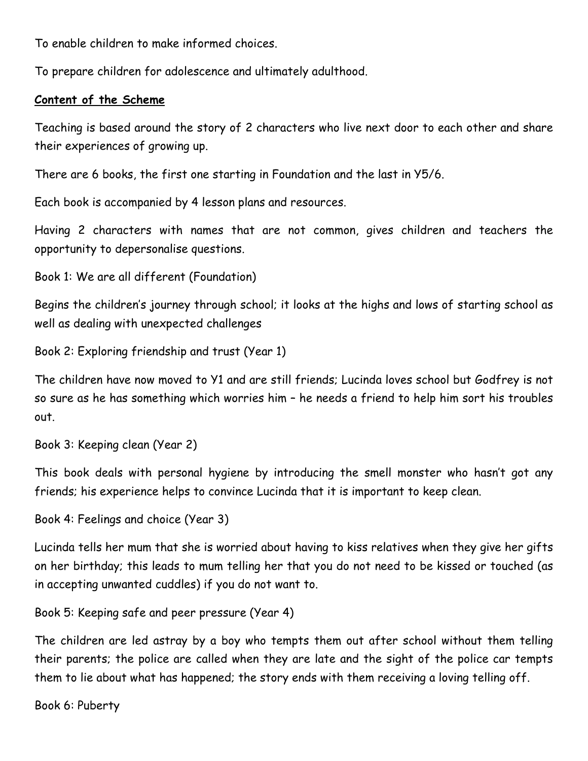To enable children to make informed choices.

To prepare children for adolescence and ultimately adulthood.

## **Content of the Scheme**

Teaching is based around the story of 2 characters who live next door to each other and share their experiences of growing up.

There are 6 books, the first one starting in Foundation and the last in Y5/6.

Each book is accompanied by 4 lesson plans and resources.

Having 2 characters with names that are not common, gives children and teachers the opportunity to depersonalise questions.

Book 1: We are all different (Foundation)

Begins the children's journey through school; it looks at the highs and lows of starting school as well as dealing with unexpected challenges

Book 2: Exploring friendship and trust (Year 1)

The children have now moved to Y1 and are still friends; Lucinda loves school but Godfrey is not so sure as he has something which worries him – he needs a friend to help him sort his troubles out.

Book 3: Keeping clean (Year 2)

This book deals with personal hygiene by introducing the smell monster who hasn't got any friends; his experience helps to convince Lucinda that it is important to keep clean.

Book 4: Feelings and choice (Year 3)

Lucinda tells her mum that she is worried about having to kiss relatives when they give her gifts on her birthday; this leads to mum telling her that you do not need to be kissed or touched (as in accepting unwanted cuddles) if you do not want to.

Book 5: Keeping safe and peer pressure (Year 4)

The children are led astray by a boy who tempts them out after school without them telling their parents; the police are called when they are late and the sight of the police car tempts them to lie about what has happened; the story ends with them receiving a loving telling off.

Book 6: Puberty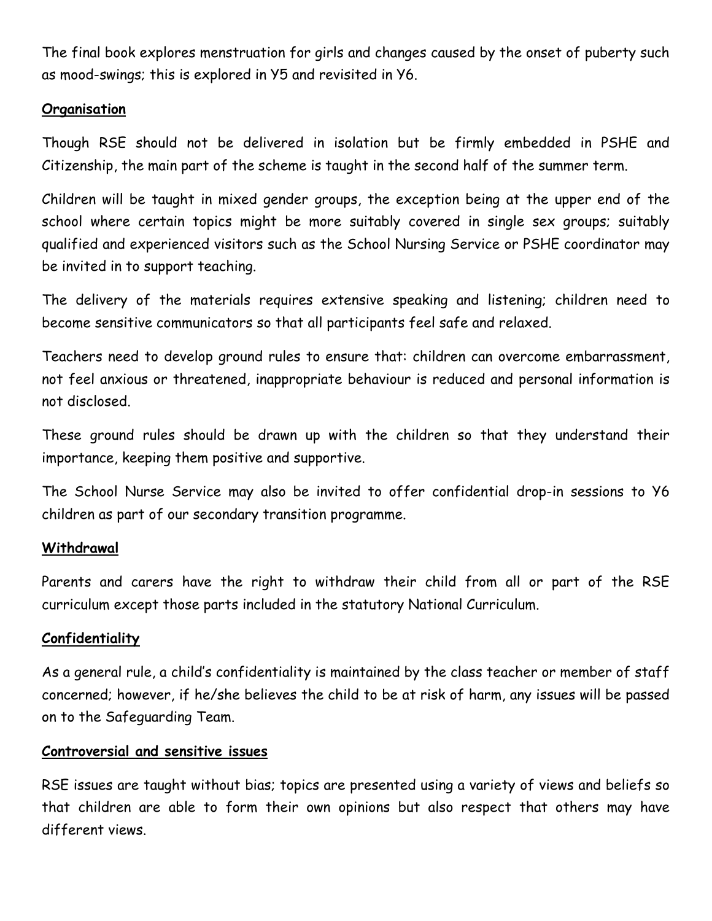The final book explores menstruation for girls and changes caused by the onset of puberty such as mood-swings; this is explored in Y5 and revisited in Y6.

**Organisation**

Though RSE should not be delivered in isolation but be firmly embedded in PSHE and Citizenship, the main part of the scheme is taught in the second half of the summer term.

Children will be taught in mixed gender groups, the exception being at the upper end of the school where certain topics might be more suitably covered in single sex groups; suitably qualified and experienced visitors such as the School Nursing Service or PSHE coordinator may be invited in to support teaching.

The delivery of the materials requires extensive speaking and listening; children need to become sensitive communicators so that all participants feel safe and relaxed.

Teachers need to develop ground rules to ensure that: children can overcome embarrassment, not feel anxious or threatened, inappropriate behaviour is reduced and personal information is not disclosed.

These ground rules should be drawn up with the children so that they understand their importance, keeping them positive and supportive.

The School Nurse Service may also be invited to offer confidential drop-in sessions to Y6 children as part of our secondary transition programme.

**Withdrawal**

Parents and carers have the right to withdraw their child from all or part of the RSE curriculum except those parts included in the statutory National Curriculum.

**Confidentiality**

As a general rule, a child's confidentiality is maintained by the class teacher or member of staff concerned; however, if he/she believes the child to be at risk of harm, any issues will be passed on to the Safeguarding Team.

**Controversial and sensitive issues**

RSE issues are taught without bias; topics are presented using a variety of views and beliefs so that children are able to form their own opinions but also respect that others may have different views.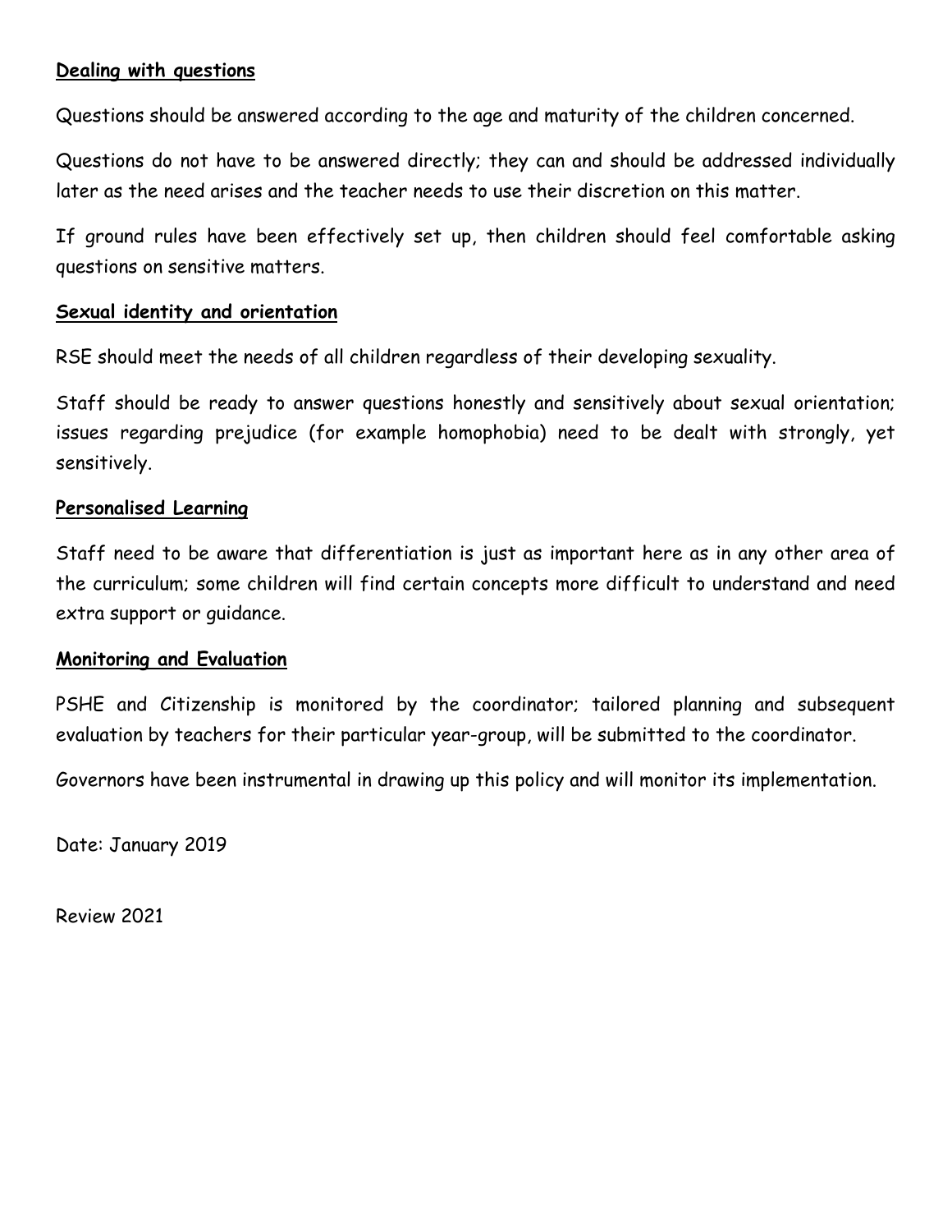**Dealing with questions**

Questions should be answered according to the age and maturity of the children concerned.

Questions do not have to be answered directly; they can and should be addressed individually later as the need arises and the teacher needs to use their discretion on this matter.

If ground rules have been effectively set up, then children should feel comfortable asking questions on sensitive matters.

**Sexual identity and orientation**

RSE should meet the needs of all children regardless of their developing sexuality.

Staff should be ready to answer questions honestly and sensitively about sexual orientation; issues regarding prejudice (for example homophobia) need to be dealt with strongly, yet sensitively.

**Personalised Learning**

Staff need to be aware that differentiation is just as important here as in any other area of the curriculum; some children will find certain concepts more difficult to understand and need extra support or guidance.

**Monitoring and Evaluation**

PSHE and Citizenship is monitored by the coordinator; tailored planning and subsequent evaluation by teachers for their particular year-group, will be submitted to the coordinator.

Governors have been instrumental in drawing up this policy and will monitor its implementation.

Date: January 2019

Review 2021